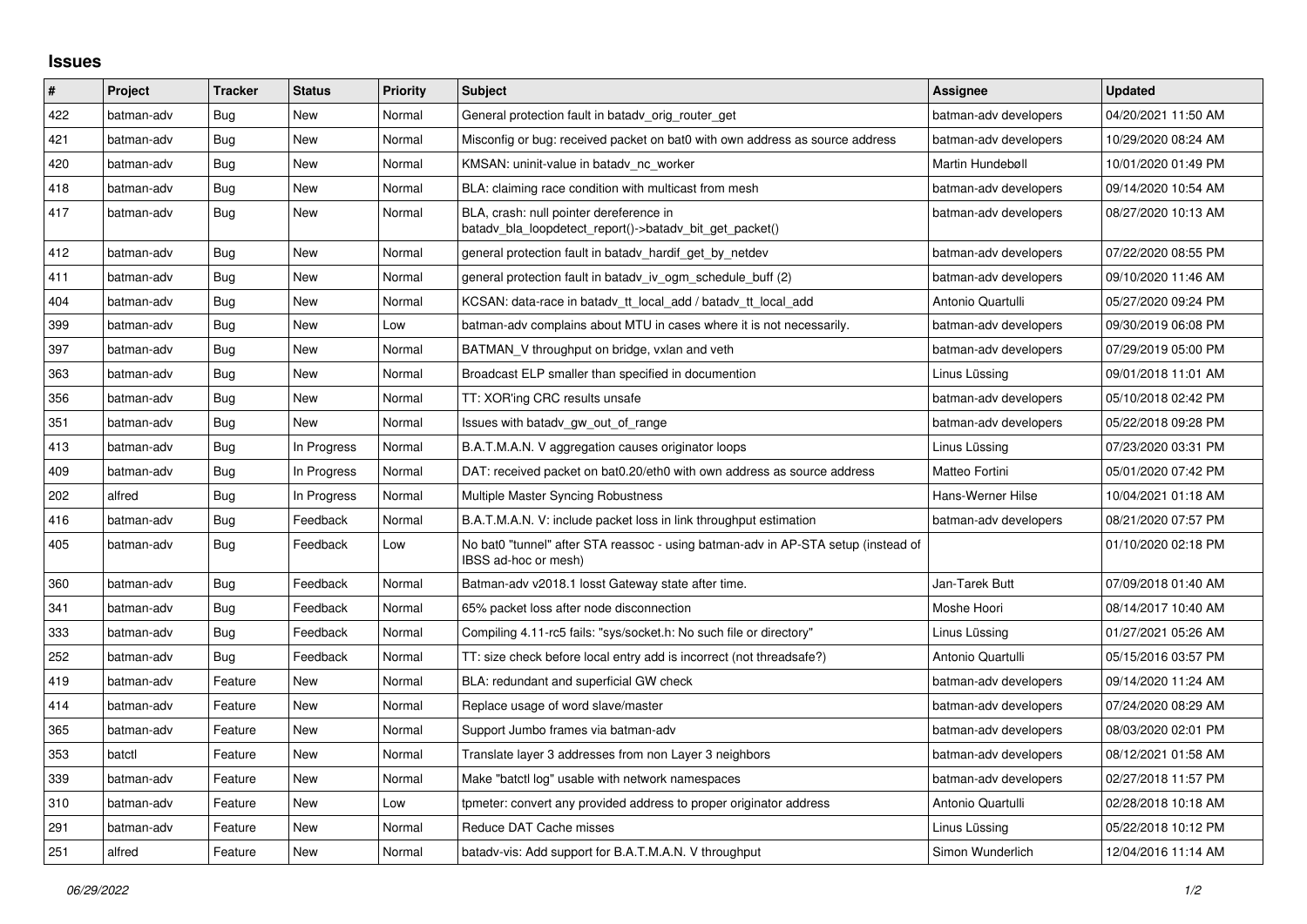## Issues

| # | Project | Tracker | Status | Priority | Subject | Assignee | Updated |
|---|---|---|---|---|---|---|---|
| 422 | batman-adv | Bug | New | Normal | General protection fault in batadv_orig_router_get | batman-adv developers | 04/20/2021 11:50 AM |
| 421 | batman-adv | Bug | New | Normal | Misconfig or bug: received packet on bat0 with own address as source address | batman-adv developers | 10/29/2020 08:24 AM |
| 420 | batman-adv | Bug | New | Normal | KMSAN: uninit-value in batadv_nc_worker | Martin Hundebøll | 10/01/2020 01:49 PM |
| 418 | batman-adv | Bug | New | Normal | BLA: claiming race condition with multicast from mesh | batman-adv developers | 09/14/2020 10:54 AM |
| 417 | batman-adv | Bug | New | Normal | BLA, crash: null pointer dereference in batadv_bla_loopdetect_report()->batadv_bit_get_packet() | batman-adv developers | 08/27/2020 10:13 AM |
| 412 | batman-adv | Bug | New | Normal | general protection fault in batadv_hardif_get_by_netdev | batman-adv developers | 07/22/2020 08:55 PM |
| 411 | batman-adv | Bug | New | Normal | general protection fault in batadv_iv_ogm_schedule_buff (2) | batman-adv developers | 09/10/2020 11:46 AM |
| 404 | batman-adv | Bug | New | Normal | KCSAN: data-race in batadv_tt_local_add / batadv_tt_local_add | Antonio Quartulli | 05/27/2020 09:24 PM |
| 399 | batman-adv | Bug | New | Low | batman-adv complains about MTU in cases where it is not necessarily. | batman-adv developers | 09/30/2019 06:08 PM |
| 397 | batman-adv | Bug | New | Normal | BATMAN_V throughput on bridge, vxlan and veth | batman-adv developers | 07/29/2019 05:00 PM |
| 363 | batman-adv | Bug | New | Normal | Broadcast ELP smaller than specified in documention | Linus Lüssing | 09/01/2018 11:01 AM |
| 356 | batman-adv | Bug | New | Normal | TT: XOR'ing CRC results unsafe | batman-adv developers | 05/10/2018 02:42 PM |
| 351 | batman-adv | Bug | New | Normal | Issues with batadv_gw_out_of_range | batman-adv developers | 05/22/2018 09:28 PM |
| 413 | batman-adv | Bug | In Progress | Normal | B.A.T.M.A.N. V aggregation causes originator loops | Linus Lüssing | 07/23/2020 03:31 PM |
| 409 | batman-adv | Bug | In Progress | Normal | DAT: received packet on bat0.20/eth0 with own address as source address | Matteo Fortini | 05/01/2020 07:42 PM |
| 202 | alfred | Bug | In Progress | Normal | Multiple Master Syncing Robustness | Hans-Werner Hilse | 10/04/2021 01:18 AM |
| 416 | batman-adv | Bug | Feedback | Normal | B.A.T.M.A.N. V: include packet loss in link throughput estimation | batman-adv developers | 08/21/2020 07:57 PM |
| 405 | batman-adv | Bug | Feedback | Low | No bat0 "tunnel" after STA reassoc - using batman-adv in AP-STA setup (instead of IBSS ad-hoc or mesh) | | 01/10/2020 02:18 PM |
| 360 | batman-adv | Bug | Feedback | Normal | Batman-adv v2018.1 losst Gateway state after time. | Jan-Tarek Butt | 07/09/2018 01:40 AM |
| 341 | batman-adv | Bug | Feedback | Normal | 65% packet loss after node disconnection | Moshe Hoori | 08/14/2017 10:40 AM |
| 333 | batman-adv | Bug | Feedback | Normal | Compiling 4.11-rc5 fails: "sys/socket.h: No such file or directory" | Linus Lüssing | 01/27/2021 05:26 AM |
| 252 | batman-adv | Bug | Feedback | Normal | TT: size check before local entry add is incorrect (not threadsafe?) | Antonio Quartulli | 05/15/2016 03:57 PM |
| 419 | batman-adv | Feature | New | Normal | BLA: redundant and superficial GW check | batman-adv developers | 09/14/2020 11:24 AM |
| 414 | batman-adv | Feature | New | Normal | Replace usage of word slave/master | batman-adv developers | 07/24/2020 08:29 AM |
| 365 | batman-adv | Feature | New | Normal | Support Jumbo frames via batman-adv | batman-adv developers | 08/03/2020 02:01 PM |
| 353 | batctl | Feature | New | Normal | Translate layer 3 addresses from non Layer 3 neighbors | batman-adv developers | 08/12/2021 01:58 AM |
| 339 | batman-adv | Feature | New | Normal | Make "batctl log" usable with network namespaces | batman-adv developers | 02/27/2018 11:57 PM |
| 310 | batman-adv | Feature | New | Low | tpmeter: convert any provided address to proper originator address | Antonio Quartulli | 02/28/2018 10:18 AM |
| 291 | batman-adv | Feature | New | Normal | Reduce DAT Cache misses | Linus Lüssing | 05/22/2018 10:12 PM |
| 251 | alfred | Feature | New | Normal | batadv-vis: Add support for B.A.T.M.A.N. V throughput | Simon Wunderlich | 12/04/2016 11:14 AM |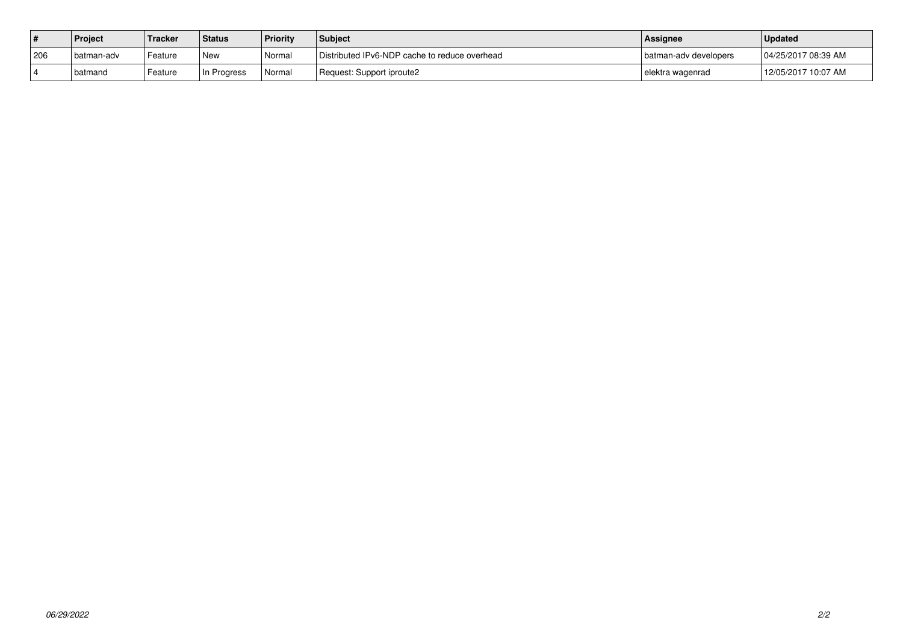| # | Project | Tracker | Status | Priority | Subject | Assignee | Updated |
|---|---|---|---|---|---|---|---|
| 206 | batman-adv | Feature | New | Normal | Distributed IPv6-NDP cache to reduce overhead | batman-adv developers | 04/25/2017 08:39 AM |
| 4 | batmand | Feature | In Progress | Normal | Request: Support iproute2 | elektra wagenrad | 12/05/2017 10:07 AM |